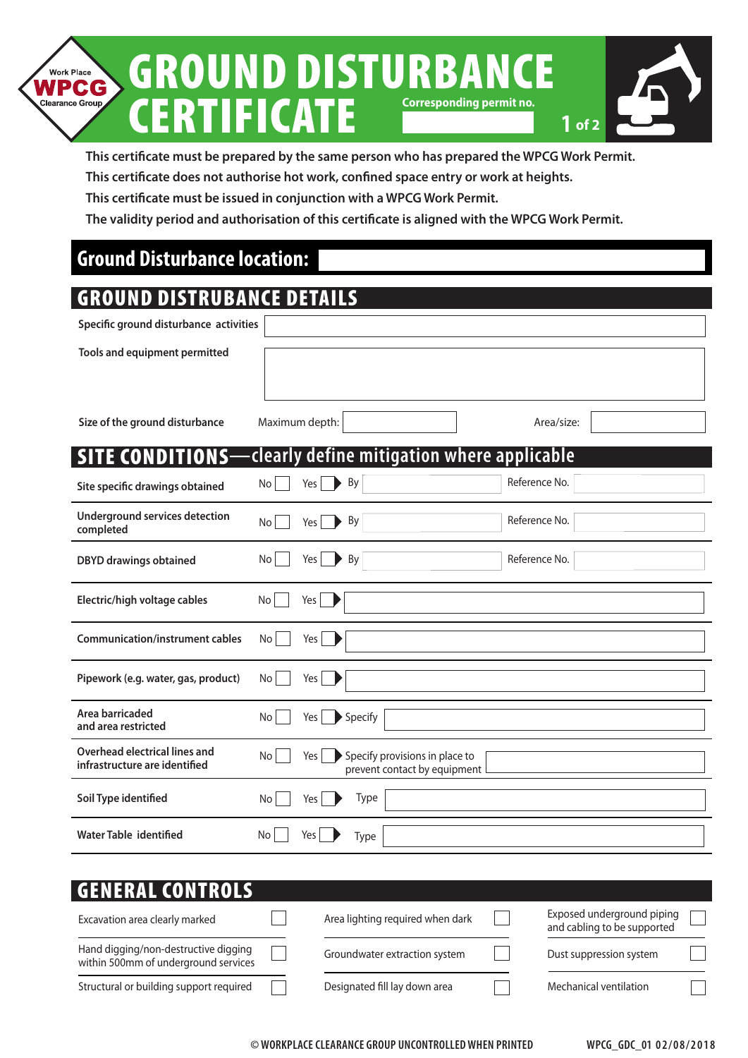Work Place **WPCG** Clearance Group

# GROUND DISTURBANCE CERTIFICATE

**Corresponding permit no.**

**This certificate must be prepared by the same person who has prepared the WPCG Work Permit.**
**This certificate does not authorise hot work, confined space entry or work at heights.**
**This certificate must be issued in conjunction with a WPCG Work Permit.**
**The validity period and authorisation of this certificate is aligned with the WPCG Work Permit.**

## Ground Disturbance location:

## GROUND DISTRUBANCE DETAILS

| | | | |
|---|---|---|---|
| **Specific ground disturbance activities** | | | |
| **Tools and equipment permitted** | | | |
| **Size of the ground disturbance** | Maximum depth: | Area/size: | |

## SITE CONDITIONS—clearly define mitigation where applicable

| | | | | |
|---|---|---|---|---|
| **Site specific drawings obtained** | No ☐ | Yes ☐ | By | Reference No. |
| **Underground services detection completed** | No ☐ | Yes ☐ | By | Reference No. |
| **DBYD drawings obtained** | No ☐ | Yes ☐ | By | Reference No. |
| **Electric/high voltage cables** | No ☐ | Yes ☐ | | |
| **Communication/instrument cables** | No ☐ | Yes ☐ | | |
| **Pipework (e.g. water, gas, product)** | No ☐ | Yes ☐ | | |
| **Area barricaded and area restricted** | No ☐ | Yes ☐ | Specify | |
| **Overhead electrical lines and infrastructure are identified** | No ☐ | Yes ☐ | Specify provisions in place to prevent contact by equipment | |
| **Soil Type identified** | No ☐ | Yes ☐ | Type | |
| **Water Table identified** | No ☐ | Yes ☐ | Type | |

## GENERAL CONTROLS

| | | |
|---|---|---|
| Excavation area clearly marked ☐ | Area lighting required when dark ☐ | Exposed underground piping and cabling to be supported ☐ |
| Hand digging/non-destructive digging within 500mm of underground services ☐ | Groundwater extraction system ☐ | Dust suppression system ☐ |
| Structural or building support required ☐ | Designated fill lay down area ☐ | Mechanical ventilation ☐ |

© WORKPLACE CLEARANCE GROUP UNCONTROLLED WHEN PRINTED WPCG_GDC_01 02/08/2018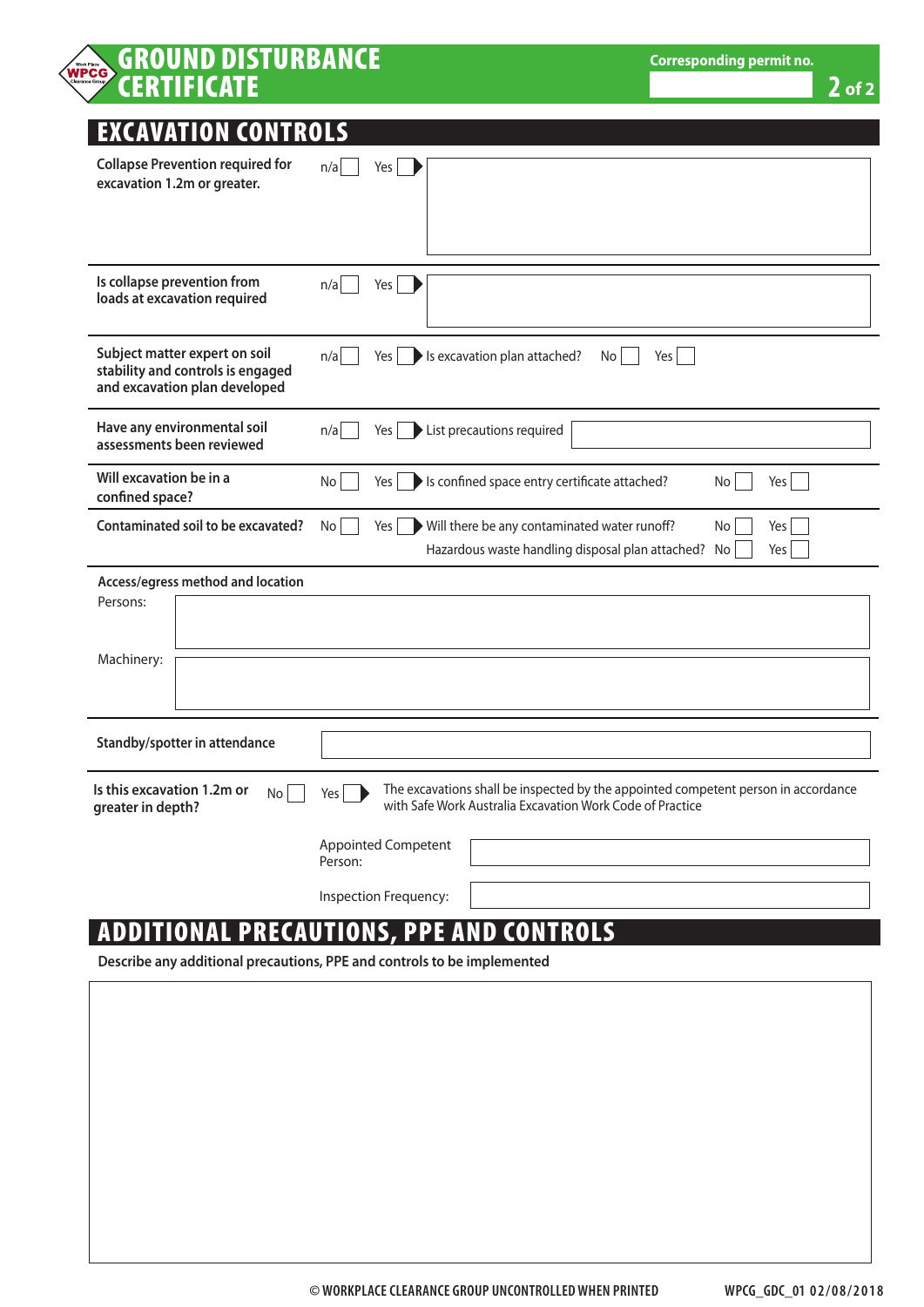# GROUND DISTURBANCE CERTIFICATE

Corresponding permit no.

## EXCAVATION CONTROLS

| | | |
|---|---|---|
| **Collapse Prevention required for excavation 1.2m or greater.** | n/a ☐ Yes ☐ | |
| **Is collapse prevention from loads at excavation required** | n/a ☐ Yes ☐ | |
| **Subject matter expert on soil stability and controls is engaged and excavation plan developed** | n/a ☐ Yes ☐ | Is excavation plan attached? No ☐ Yes ☐ |
| **Have any environmental soil assessments been reviewed** | n/a ☐ Yes ☐ | List precautions required |
| **Will excavation be in a confined space?** | No ☐ Yes ☐ | Is confined space entry certificate attached? No ☐ Yes ☐ |
| **Contaminated soil to be excavated?** | No ☐ Yes ☐ | Will there be any contaminated water runoff? No ☐ Yes ☐<br>Hazardous waste handling disposal plan attached? No ☐ Yes ☐ |

**Access/egress method and location**

Persons:

Machinery:

**Standby/spotter in attendance**

**Is this excavation 1.2m or greater in depth?** No ☐ Yes ☐

The excavations shall be inspected by the appointed competent person in accordance with Safe Work Australia Excavation Work Code of Practice

Appointed Competent Person:

Inspection Frequency:

## ADDITIONAL PRECAUTIONS, PPE AND CONTROLS

**Describe any additional precautions, PPE and controls to be implemented**

© WORKPLACE CLEARANCE GROUP UNCONTROLLED WHEN PRINTED WPCG_GDC_01 02/08/2018